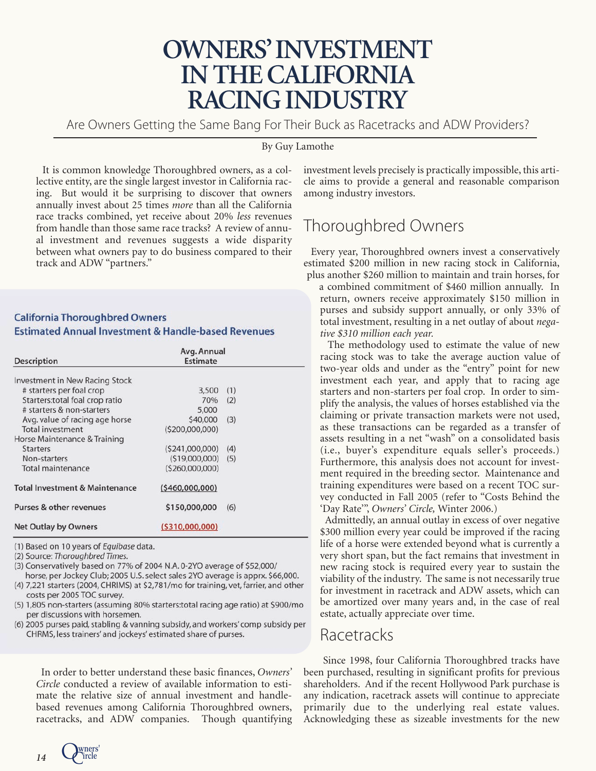# OWNERS' INVESTMENT IN THE CALIFORNIA RACING INDUSTRY

Are Owners Getting the Same Bang For Their Buck as Racetracks and ADW Providers?

By Guy Lamothe

It is common knowledge Thoroughbred owners, as a collective entity, are the single largest investor in California racing. But would it be surprising to discover that owners annually invest about 25 times *more* than all the California race tracks combined, yet receive about 20% *less* revenues from handle than those same race tracks? A review of annual investment and revenues suggests a wide disparity between what owners pay to do business compared to their track and ADW "partners."

**California Thoroughbred Owners**
**Estimated Annual Investment & Handle-based Revenues**

| Description | Avg. Annual Estimate | |
|---|---|---|
| Investment in New Racing Stock | | |
| # starters per foal crop | 3,500 | (1) |
| Starters:total foal crop ratio | 70% | (2) |
| # starters & non-starters | 5,000 | |
| Avg. value of racing age horse | $40,000 | (3) |
| Total investment | ($200,000,000) | |
| Horse Maintenance & Training | | |
| Starters | ($241,000,000) | (4) |
| Non-starters | ($19,000,000) | (5) |
| Total maintenance | ($260,000,000) | |
| **Total Investment & Maintenance** | **($460,000,000)** | |
| **Purses & other revenues** | **$150,000,000** | (6) |
| **Net Outlay by Owners** | **($310,000,000)** | |

(1) Based on 10 years of *Equibase* data.
(2) Source: *Thoroughbred Times*.
(3) Conservatively based on 77% of 2004 N.A. 0-2YO average of $52,000/horse, per Jockey Club; 2005 U.S. select sales 2YO average is apprx. $66,000.
(4) 7,221 starters (2004, CHRIMS) at $2,781/mo for training, vet, farrier, and other costs per 2005 TOC survey.
(5) 1,805 non-starters (assuming 80% starters:total racing age ratio) at $900/mo per discussions with horsemen.
(6) 2005 purses paid, stabling & vanning subsidy, and workers' comp subsidy per CHRMS, less trainers' and jockeys' estimated share of purses.

In order to better understand these basic finances, *Owners' Circle* conducted a review of available information to estimate the relative size of annual investment and handle-based revenues among California Thoroughbred owners, racetracks, and ADW companies. Though quantifying investment levels precisely is practically impossible, this article aims to provide a general and reasonable comparison among industry investors.

## Thoroughbred Owners

Every year, Thoroughbred owners invest a conservatively estimated $200 million in new racing stock in California, plus another $260 million to maintain and train horses, for a combined commitment of $460 million annually. In return, owners receive approximately $150 million in purses and subsidy support annually, or only 33% of total investment, resulting in a net outlay of about *negative $310 million each year.*

The methodology used to estimate the value of new racing stock was to take the average auction value of two-year olds and under as the "entry" point for new investment each year, and apply that to racing age starters and non-starters per foal crop. In order to simplify the analysis, the values of horses established via the claiming or private transaction markets were not used, as these transactions can be regarded as a transfer of assets resulting in a net "wash" on a consolidated basis (i.e., buyer's expenditure equals seller's proceeds.) Furthermore, this analysis does not account for investment required in the breeding sector. Maintenance and training expenditures were based on a recent TOC survey conducted in Fall 2005 (refer to "Costs Behind the 'Day Rate'", *Owners' Circle*, Winter 2006.)

Admittedly, an annual outlay in excess of over negative $300 million every year could be improved if the racing life of a horse were extended beyond what is currently a very short span, but the fact remains that investment in new racing stock is required every year to sustain the viability of the industry. The same is not necessarily true for investment in racetrack and ADW assets, which can be amortized over many years and, in the case of real estate, actually appreciate over time.

## Racetracks

Since 1998, four California Thoroughbred tracks have been purchased, resulting in significant profits for previous shareholders. And if the recent Hollywood Park purchase is any indication, racetrack assets will continue to appreciate primarily due to the underlying real estate values. Acknowledging these as sizeable investments for the new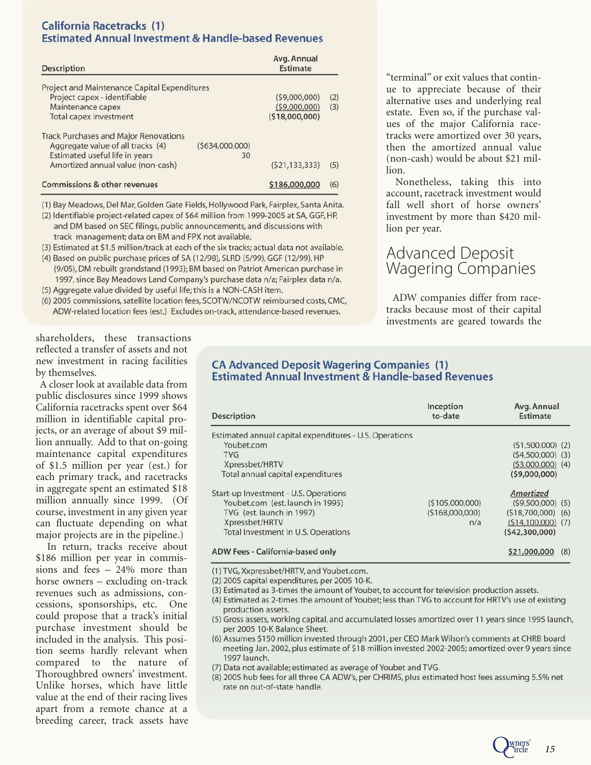## California Racetracks (1)
## Estimated Annual Investment & Handle-based Revenues

| Description | | Avg. Annual Estimate | |
|---|---|---|---|
| Project and Maintenance Capital Expenditures | | | |
| Project capex - identifiable | | ($9,000,000) | (2) |
| Maintenance capex | | ($9,000,000) | (3) |
| Total capex investment | | **($18,000,000)** | |
| Track Purchases and Major Renovations | | | |
| Aggregate value of all tracks (4) | ($634,000,000) | | |
| Estimated useful life in years | 30 | | |
| Amortized annual value (non-cash) | | ($21,133,333) | (5) |
| **Commissions & other revenues** | | **$186,000,000** | (6) |

(1) Bay Meadows, Del Mar, Golden Gate Fields, Hollywood Park, Fairplex, Santa Anita.
(2) Identifiable project-related capex of $64 million from 1999-2005 at SA, GGF, HP, and DM based on SEC filings, public announcements, and discussions with track management; data on BM and FPX not available.
(3) Estimated at $1.5 million/track at each of the six tracks; actual data not available.
(4) Based on public purchase prices of SA (12/98), SLRD (5/99), GGF (12/99), HP (9/05), DM rebuilt grandstand (1993); BM based on Patriot American purchase in 1997, since Bay Meadows Land Company's purchase data n/a; Fairplex data n/a.
(5) Aggregate value divided by useful life; this is a NON-CASH item.
(6) 2005 commissions, satellite location fees, SCOTW/NCOTW reimbursed costs, CMC, ADW-related location fees (est.) Excludes on-track, attendance-based revenues.

shareholders, these transactions reflected a transfer of assets and not new investment in racing facilities by themselves.

A closer look at available data from public disclosures since 1999 shows California racetracks spent over $64 million in identifiable capital projects, or an average of about $9 million annually. Add to that on-going maintenance capital expenditures of $1.5 million per year (est.) for each primary track, and racetracks in aggregate spent an estimated $18 million annually since 1999. (Of course, investment in any given year can fluctuate depending on what major projects are in the pipeline.)

In return, tracks receive about $186 million per year in commissions and fees – 24% more than horse owners – excluding on-track revenues such as admissions, concessions, sponsorships, etc. One could propose that a track's initial purchase investment should be included in the analysis. This position seems hardly relevant when compared to the nature of Thoroughbred owners' investment. Unlike horses, which have little value at the end of their racing lives apart from a remote chance at a breeding career, track assets have "terminal" or exit values that continue to appreciate because of their alternative uses and underlying real estate. Even so, if the purchase values of the major California racetracks were amortized over 30 years, then the amortized annual value (non-cash) would be about $21 million.

Nonetheless, taking this into account, racetrack investment would fall well short of horse owners' investment by more than $420 million per year.

# Advanced Deposit Wagering Companies

ADW companies differ from racetracks because most of their capital investments are geared towards the

## CA Advanced Deposit Wagering Companies (1)
## Estimated Annual Investment & Handle-based Revenues

| Description | Inception to-date | Avg. Annual Estimate | |
|---|---|---|---|
| Estimated annual capital expenditures - U.S. Operations | | | |
| Youbet.com | | ($1,500,000) | (2) |
| TVG | | ($4,500,000) | (3) |
| Xpressbet/HRTV | | ($3,000,000) | (4) |
| Total annual capital expenditures | | **($9,000,000)** | |
| Start-up Investment - U.S. Operations | | *Amortized* | |
| Youbet.com (est. launch in 1995) | ($105,000,000) | ($9,500,000) | (5) |
| TVG (est. launch in 1997) | ($168,000,000) | ($18,700,000) | (6) |
| Xpressbet/HRTV | n/a | ($14,100,000) | (7) |
| Total Investment in U.S. Operations | | **($42,300,000)** | |
| **ADW Fees - California-based only** | | **$21,000,000** | (8) |

(1) TVG, Xxpressbet/HRTV, and Youbet.com.
(2) 2005 capital expenditures, per 2005 10-K.
(3) Estimated as 3-times the amount of Youbet, to account for television production assets.
(4) Estimated as 2-times the amount of Youbet; less than TVG to account for HRTV's use of existing production assets.
(5) Gross assets, working capital, and accumulated losses amortized over 11 years since 1995 launch, per 2005 10-K Balance Sheet.
(6) Assumes $150 million invested through 2001, per CEO Mark Wilson's comments at CHRB board meeting Jan. 2002, plus estimate of $18 million invested 2002-2005; amortized over 9 years since 1997 launch.
(7) Data not available; estimated as average of Youbet and TVG.
(8) 2005 hub fees for all three CA ADW's, per CHRIMS, plus estimated host fees assuming 5.5% net rate on out-of-state handle.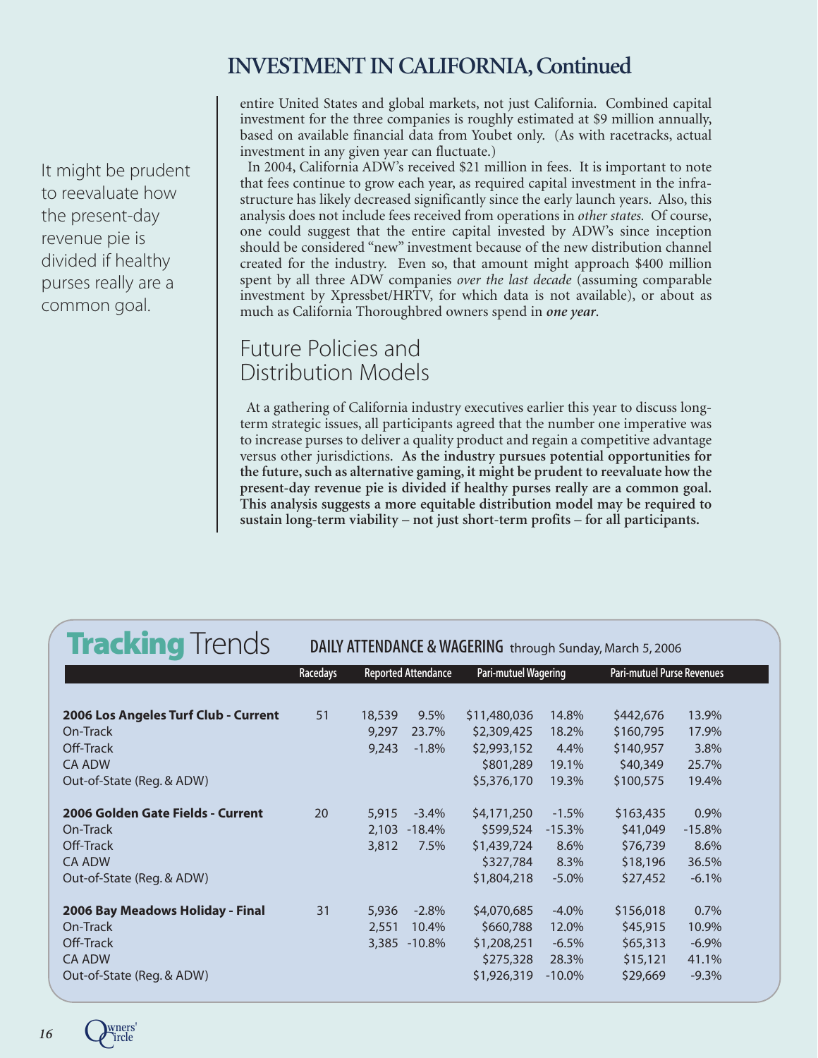# INVESTMENT IN CALIFORNIA, Continued

> It might be prudent to reevaluate how the present-day revenue pie is divided if healthy purses really are a common goal.

entire United States and global markets, not just California. Combined capital investment for the three companies is roughly estimated at $9 million annually, based on available financial data from Youbet only. (As with racetracks, actual investment in any given year can fluctuate.)

In 2004, California ADW's received $21 million in fees. It is important to note that fees continue to grow each year, as required capital investment in the infrastructure has likely decreased significantly since the early launch years. Also, this analysis does not include fees received from operations in *other states.* Of course, one could suggest that the entire capital invested by ADW's since inception should be considered "new" investment because of the new distribution channel created for the industry. Even so, that amount might approach $400 million spent by all three ADW companies *over the last decade* (assuming comparable investment by Xpressbet/HRTV, for which data is not available), or about as much as California Thoroughbred owners spend in ***one year***.

## Future Policies and Distribution Models

At a gathering of California industry executives earlier this year to discuss long-term strategic issues, all participants agreed that the number one imperative was to increase purses to deliver a quality product and regain a competitive advantage versus other jurisdictions. **As the industry pursues potential opportunities for the future, such as alternative gaming, it might be prudent to reevaluate how the present-day revenue pie is divided if healthy purses really are a common goal. This analysis suggests a more equitable distribution model may be required to sustain long-term viability – not just short-term profits – for all participants.**

## Tracking Trends

**DAILY ATTENDANCE & WAGERING** through Sunday, March 5, 2006

| | Racedays | Reported Attendance | | Pari-mutuel Wagering | | Pari-mutuel Purse Revenues | |
|---|---|---|---|---|---|---|---|
| **2006 Los Angeles Turf Club - Current** | 51 | 18,539 | 9.5% | $11,480,036 | 14.8% | $442,676 | 13.9% |
| On-Track | | 9,297 | 23.7% | $2,309,425 | 18.2% | $160,795 | 17.9% |
| Off-Track | | 9,243 | -1.8% | $2,993,152 | 4.4% | $140,957 | 3.8% |
| CA ADW | | | | $801,289 | 19.1% | $40,349 | 25.7% |
| Out-of-State (Reg. & ADW) | | | | $5,376,170 | 19.3% | $100,575 | 19.4% |
| **2006 Golden Gate Fields - Current** | 20 | 5,915 | -3.4% | $4,171,250 | -1.5% | $163,435 | 0.9% |
| On-Track | | 2,103 | -18.4% | $599,524 | -15.3% | $41,049 | -15.8% |
| Off-Track | | 3,812 | 7.5% | $1,439,724 | 8.6% | $76,739 | 8.6% |
| CA ADW | | | | $327,784 | 8.3% | $18,196 | 36.5% |
| Out-of-State (Reg. & ADW) | | | | $1,804,218 | -5.0% | $27,452 | -6.1% |
| **2006 Bay Meadows Holiday - Final** | 31 | 5,936 | -2.8% | $4,070,685 | -4.0% | $156,018 | 0.7% |
| On-Track | | 2,551 | 10.4% | $660,788 | 12.0% | $45,915 | 10.9% |
| Off-Track | | 3,385 | -10.8% | $1,208,251 | -6.5% | $65,313 | -6.9% |
| CA ADW | | | | $275,328 | 28.3% | $15,121 | 41.1% |
| Out-of-State (Reg. & ADW) | | | | $1,926,319 | -10.0% | $29,669 | -9.3% |